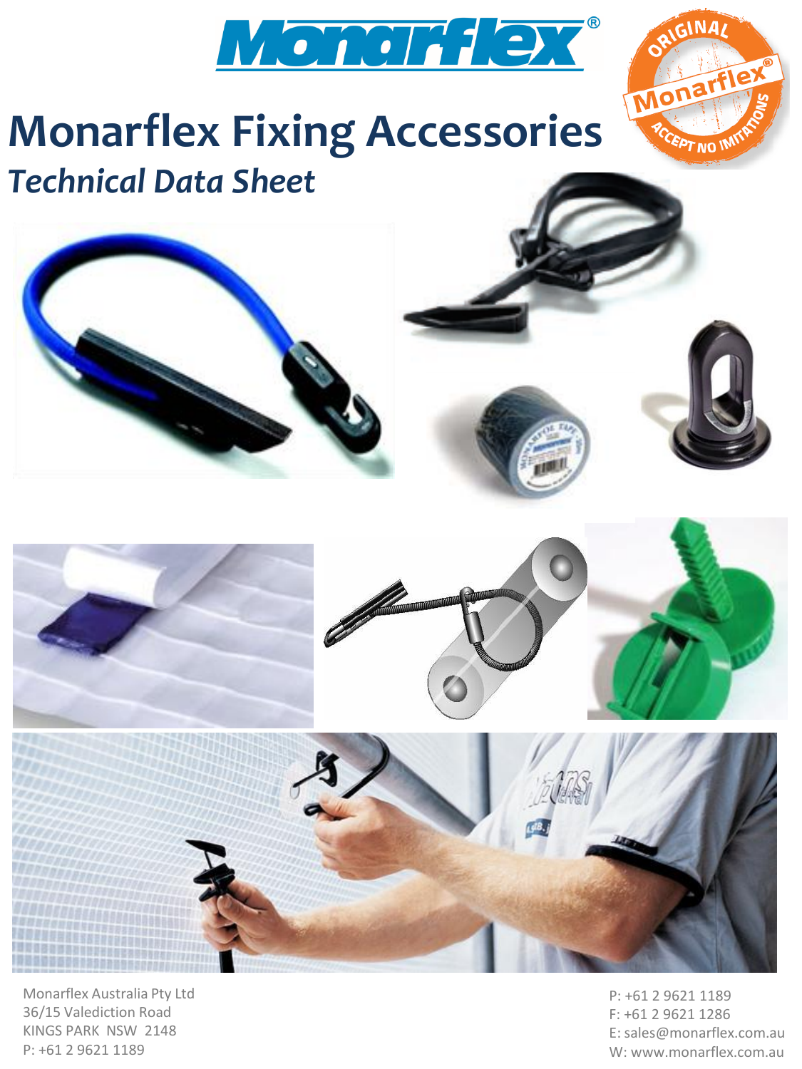# Monarflex Fixing Accessories

*Technical Data Sheet*

Monarflex Australia Pty Ltd
36/15 Valediction Road
KINGS PARK NSW 2148
P: +61 2 9621 1189

P: +61 2 9621 1189
F: +61 2 9621 1286
E: sales@monarflex.com.au
W: www.monarflex.com.au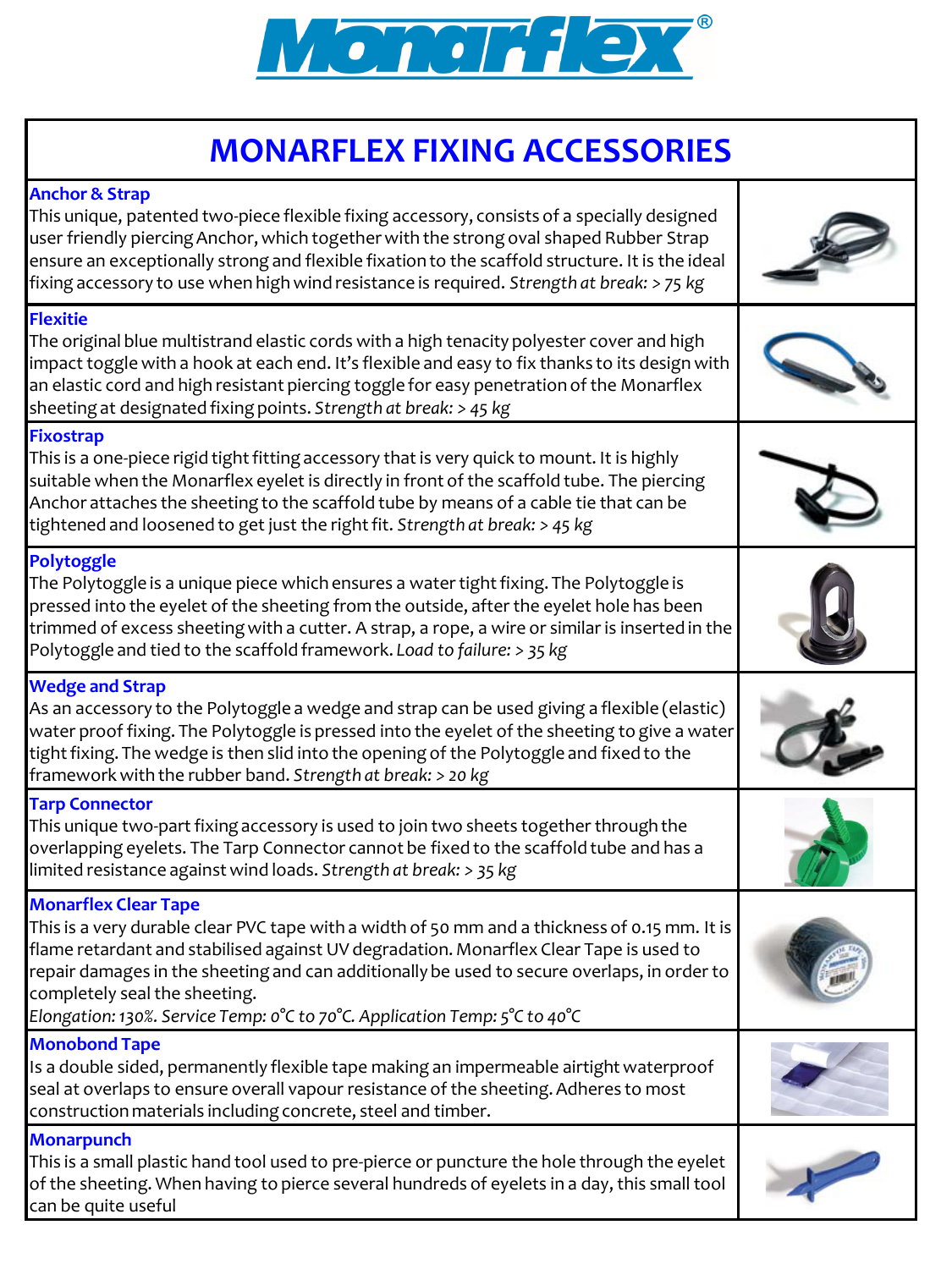# MONARFLEX FIXING ACCESSORIES

### Anchor & Strap

This unique, patented two-piece flexible fixing accessory, consists of a specially designed user friendly piercing Anchor, which together with the strong oval shaped Rubber Strap ensure an exceptionally strong and flexible fixation to the scaffold structure. It is the ideal fixing accessory to use when high wind resistance is required. *Strength at break: > 75 kg*

### Flexitie

The original blue multistrand elastic cords with a high tenacity polyester cover and high impact toggle with a hook at each end. It's flexible and easy to fix thanks to its design with an elastic cord and high resistant piercing toggle for easy penetration of the Monarflex sheeting at designated fixing points. *Strength at break: > 45 kg*

### Fixostrap

This is a one-piece rigid tight fitting accessory that is very quick to mount. It is highly suitable when the Monarflex eyelet is directly in front of the scaffold tube. The piercing Anchor attaches the sheeting to the scaffold tube by means of a cable tie that can be tightened and loosened to get just the right fit. *Strength at break: > 45 kg*

### Polytoggle

The Polytoggle is a unique piece which ensures a water tight fixing. The Polytoggle is pressed into the eyelet of the sheeting from the outside, after the eyelet hole has been trimmed of excess sheeting with a cutter. A strap, a rope, a wire or similar is inserted in the Polytoggle and tied to the scaffold framework. *Load to failure: > 35 kg*

### Wedge and Strap

As an accessory to the Polytoggle a wedge and strap can be used giving a flexible (elastic) water proof fixing. The Polytoggle is pressed into the eyelet of the sheeting to give a water tight fixing. The wedge is then slid into the opening of the Polytoggle and fixed to the framework with the rubber band. *Strength at break: > 20 kg*

### Tarp Connector

This unique two-part fixing accessory is used to join two sheets together through the overlapping eyelets. The Tarp Connector cannot be fixed to the scaffold tube and has a limited resistance against wind loads. *Strength at break: > 35 kg*

### Monarflex Clear Tape

This is a very durable clear PVC tape with a width of 50 mm and a thickness of 0.15 mm. It is flame retardant and stabilised against UV degradation. Monarflex Clear Tape is used to repair damages in the sheeting and can additionally be used to secure overlaps, in order to completely seal the sheeting.

*Elongation: 130%. Service Temp: 0°C to 70°C. Application Temp: 5°C to 40°C*

### Monobond Tape

Is a double sided, permanently flexible tape making an impermeable airtight waterproof seal at overlaps to ensure overall vapour resistance of the sheeting. Adheres to most construction materials including concrete, steel and timber.

### Monarpunch

This is a small plastic hand tool used to pre-pierce or puncture the hole through the eyelet of the sheeting. When having to pierce several hundreds of eyelets in a day, this small tool can be quite useful